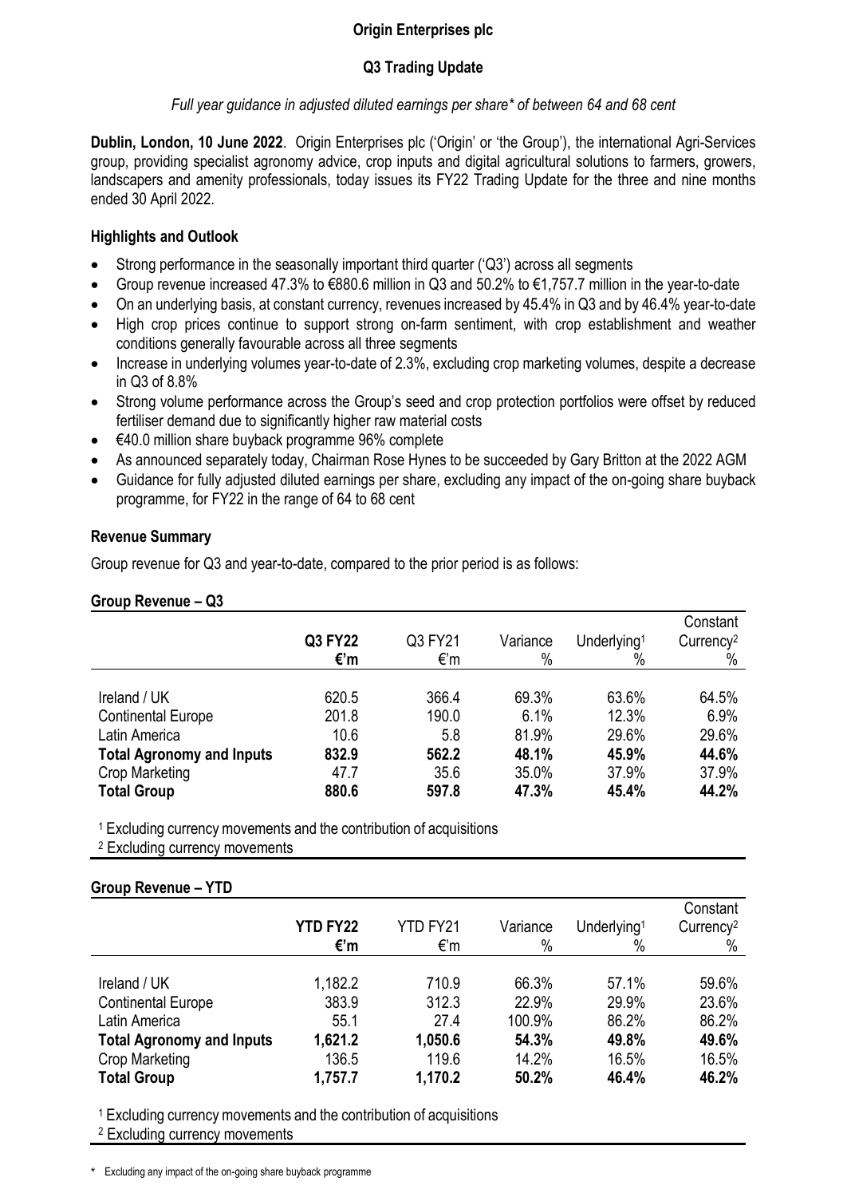# Origin Enterprises plc

## Q3 Trading Update

*Full year guidance in adjusted diluted earnings per share* of between 64 and 68 cent*

**Dublin, London, 10 June 2022**. Origin Enterprises plc ('Origin' or 'the Group'), the international Agri-Services group, providing specialist agronomy advice, crop inputs and digital agricultural solutions to farmers, growers, landscapers and amenity professionals, today issues its FY22 Trading Update for the three and nine months ended 30 April 2022.

### Highlights and Outlook

- Strong performance in the seasonally important third quarter ('Q3') across all segments
- Group revenue increased 47.3% to €880.6 million in Q3 and 50.2% to €1,757.7 million in the year-to-date
- On an underlying basis, at constant currency, revenues increased by 45.4% in Q3 and by 46.4% year-to-date
- High crop prices continue to support strong on-farm sentiment, with crop establishment and weather conditions generally favourable across all three segments
- Increase in underlying volumes year-to-date of 2.3%, excluding crop marketing volumes, despite a decrease in Q3 of 8.8%
- Strong volume performance across the Group's seed and crop protection portfolios were offset by reduced fertiliser demand due to significantly higher raw material costs
- €40.0 million share buyback programme 96% complete
- As announced separately today, Chairman Rose Hynes to be succeeded by Gary Britton at the 2022 AGM
- Guidance for fully adjusted diluted earnings per share, excluding any impact of the on-going share buyback programme, for FY22 in the range of 64 to 68 cent

### Revenue Summary

Group revenue for Q3 and year-to-date, compared to the prior period is as follows:

#### Group Revenue – Q3

| | **Q3 FY22 €'m** | Q3 FY21 €'m | Variance % | Underlying[1] % | Constant Currency[2] % |
|---|---|---|---|---|---|
| Ireland / UK | 620.5 | 366.4 | 69.3% | 63.6% | 64.5% |
| Continental Europe | 201.8 | 190.0 | 6.1% | 12.3% | 6.9% |
| Latin America | 10.6 | 5.8 | 81.9% | 29.6% | 29.6% |
| **Total Agronomy and Inputs** | **832.9** | **562.2** | **48.1%** | **45.9%** | **44.6%** |
| Crop Marketing | 47.7 | 35.6 | 35.0% | 37.9% | 37.9% |
| **Total Group** | **880.6** | **597.8** | **47.3%** | **45.4%** | **44.2%** |

[1] Excluding currency movements and the contribution of acquisitions
[2] Excluding currency movements

#### Group Revenue – YTD

| | **YTD FY22 €'m** | YTD FY21 €'m | Variance % | Underlying[1] % | Constant Currency[2] % |
|---|---|---|---|---|---|
| Ireland / UK | 1,182.2 | 710.9 | 66.3% | 57.1% | 59.6% |
| Continental Europe | 383.9 | 312.3 | 22.9% | 29.9% | 23.6% |
| Latin America | 55.1 | 27.4 | 100.9% | 86.2% | 86.2% |
| **Total Agronomy and Inputs** | **1,621.2** | **1,050.6** | **54.3%** | **49.8%** | **49.6%** |
| Crop Marketing | 136.5 | 119.6 | 14.2% | 16.5% | 16.5% |
| **Total Group** | **1,757.7** | **1,170.2** | **50.2%** | **46.4%** | **46.2%** |

[1] Excluding currency movements and the contribution of acquisitions
[2] Excluding currency movements

\* Excluding any impact of the on-going share buyback programme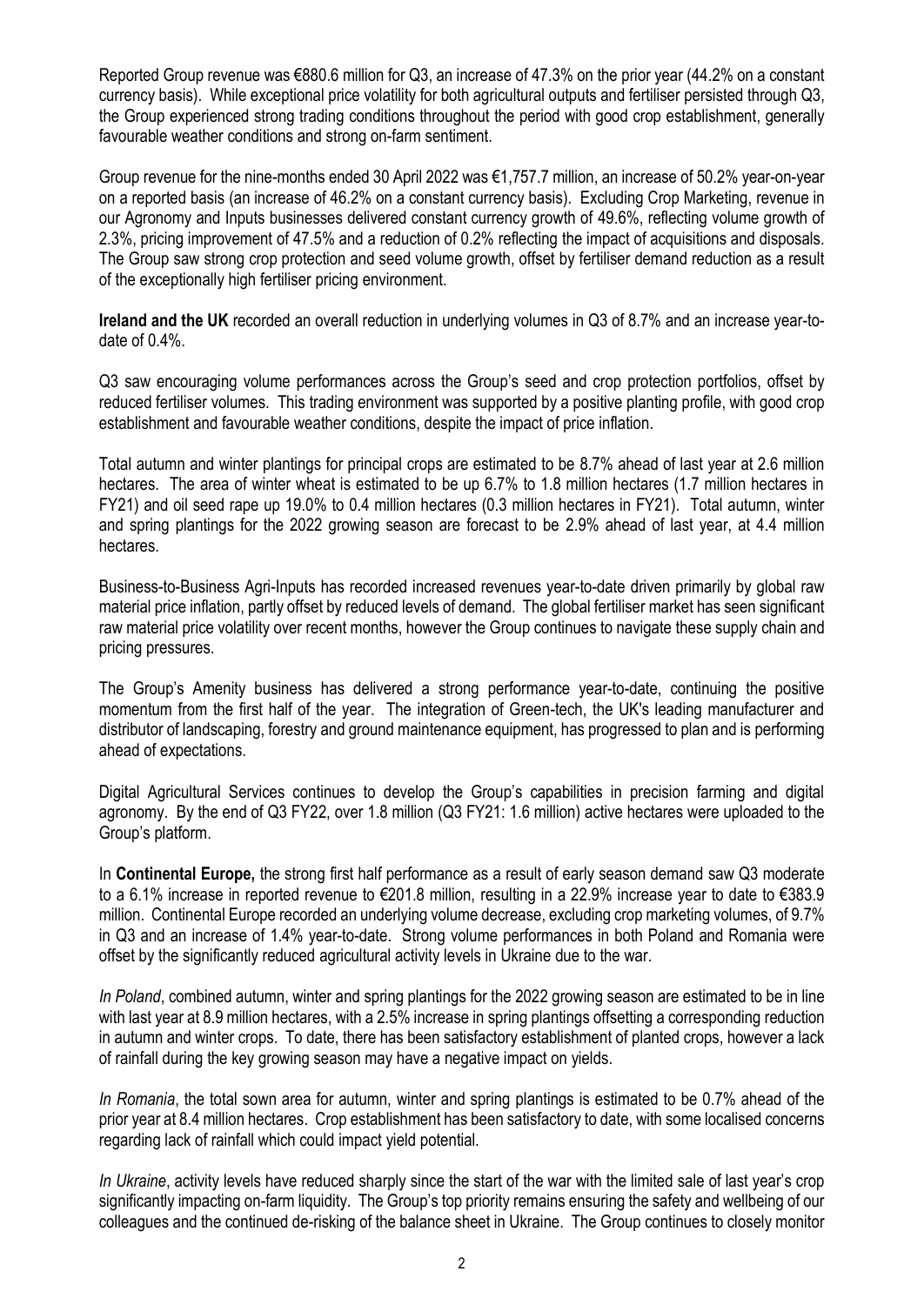Reported Group revenue was €880.6 million for Q3, an increase of 47.3% on the prior year (44.2% on a constant currency basis). While exceptional price volatility for both agricultural outputs and fertiliser persisted through Q3, the Group experienced strong trading conditions throughout the period with good crop establishment, generally favourable weather conditions and strong on-farm sentiment.

Group revenue for the nine-months ended 30 April 2022 was €1,757.7 million, an increase of 50.2% year-on-year on a reported basis (an increase of 46.2% on a constant currency basis). Excluding Crop Marketing, revenue in our Agronomy and Inputs businesses delivered constant currency growth of 49.6%, reflecting volume growth of 2.3%, pricing improvement of 47.5% and a reduction of 0.2% reflecting the impact of acquisitions and disposals. The Group saw strong crop protection and seed volume growth, offset by fertiliser demand reduction as a result of the exceptionally high fertiliser pricing environment.

**Ireland and the UK** recorded an overall reduction in underlying volumes in Q3 of 8.7% and an increase year-to-date of 0.4%.

Q3 saw encouraging volume performances across the Group's seed and crop protection portfolios, offset by reduced fertiliser volumes. This trading environment was supported by a positive planting profile, with good crop establishment and favourable weather conditions, despite the impact of price inflation.

Total autumn and winter plantings for principal crops are estimated to be 8.7% ahead of last year at 2.6 million hectares. The area of winter wheat is estimated to be up 6.7% to 1.8 million hectares (1.7 million hectares in FY21) and oil seed rape up 19.0% to 0.4 million hectares (0.3 million hectares in FY21). Total autumn, winter and spring plantings for the 2022 growing season are forecast to be 2.9% ahead of last year, at 4.4 million hectares.

Business-to-Business Agri-Inputs has recorded increased revenues year-to-date driven primarily by global raw material price inflation, partly offset by reduced levels of demand. The global fertiliser market has seen significant raw material price volatility over recent months, however the Group continues to navigate these supply chain and pricing pressures.

The Group's Amenity business has delivered a strong performance year-to-date, continuing the positive momentum from the first half of the year. The integration of Green-tech, the UK's leading manufacturer and distributor of landscaping, forestry and ground maintenance equipment, has progressed to plan and is performing ahead of expectations.

Digital Agricultural Services continues to develop the Group's capabilities in precision farming and digital agronomy. By the end of Q3 FY22, over 1.8 million (Q3 FY21: 1.6 million) active hectares were uploaded to the Group's platform.

In **Continental Europe,** the strong first half performance as a result of early season demand saw Q3 moderate to a 6.1% increase in reported revenue to €201.8 million, resulting in a 22.9% increase year to date to €383.9 million. Continental Europe recorded an underlying volume decrease, excluding crop marketing volumes, of 9.7% in Q3 and an increase of 1.4% year-to-date. Strong volume performances in both Poland and Romania were offset by the significantly reduced agricultural activity levels in Ukraine due to the war.

*In Poland*, combined autumn, winter and spring plantings for the 2022 growing season are estimated to be in line with last year at 8.9 million hectares, with a 2.5% increase in spring plantings offsetting a corresponding reduction in autumn and winter crops. To date, there has been satisfactory establishment of planted crops, however a lack of rainfall during the key growing season may have a negative impact on yields.

*In Romania*, the total sown area for autumn, winter and spring plantings is estimated to be 0.7% ahead of the prior year at 8.4 million hectares. Crop establishment has been satisfactory to date, with some localised concerns regarding lack of rainfall which could impact yield potential.

*In Ukraine*, activity levels have reduced sharply since the start of the war with the limited sale of last year's crop significantly impacting on-farm liquidity. The Group's top priority remains ensuring the safety and wellbeing of our colleagues and the continued de-risking of the balance sheet in Ukraine. The Group continues to closely monitor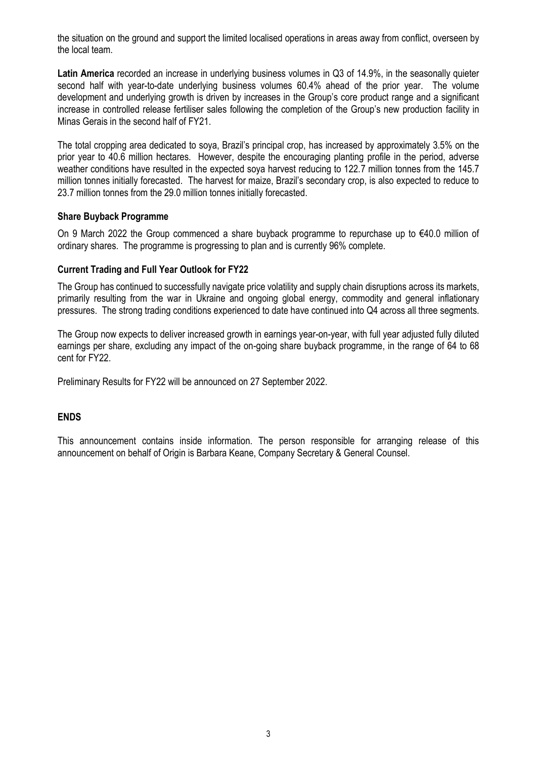the situation on the ground and support the limited localised operations in areas away from conflict, overseen by the local team.

**Latin America** recorded an increase in underlying business volumes in Q3 of 14.9%, in the seasonally quieter second half with year-to-date underlying business volumes 60.4% ahead of the prior year. The volume development and underlying growth is driven by increases in the Group's core product range and a significant increase in controlled release fertiliser sales following the completion of the Group's new production facility in Minas Gerais in the second half of FY21.

The total cropping area dedicated to soya, Brazil's principal crop, has increased by approximately 3.5% on the prior year to 40.6 million hectares. However, despite the encouraging planting profile in the period, adverse weather conditions have resulted in the expected soya harvest reducing to 122.7 million tonnes from the 145.7 million tonnes initially forecasted. The harvest for maize, Brazil's secondary crop, is also expected to reduce to 23.7 million tonnes from the 29.0 million tonnes initially forecasted.

**Share Buyback Programme**

On 9 March 2022 the Group commenced a share buyback programme to repurchase up to €40.0 million of ordinary shares. The programme is progressing to plan and is currently 96% complete.

**Current Trading and Full Year Outlook for FY22**

The Group has continued to successfully navigate price volatility and supply chain disruptions across its markets, primarily resulting from the war in Ukraine and ongoing global energy, commodity and general inflationary pressures. The strong trading conditions experienced to date have continued into Q4 across all three segments.

The Group now expects to deliver increased growth in earnings year-on-year, with full year adjusted fully diluted earnings per share, excluding any impact of the on-going share buyback programme, in the range of 64 to 68 cent for FY22.

Preliminary Results for FY22 will be announced on 27 September 2022.

**ENDS**

This announcement contains inside information. The person responsible for arranging release of this announcement on behalf of Origin is Barbara Keane, Company Secretary & General Counsel.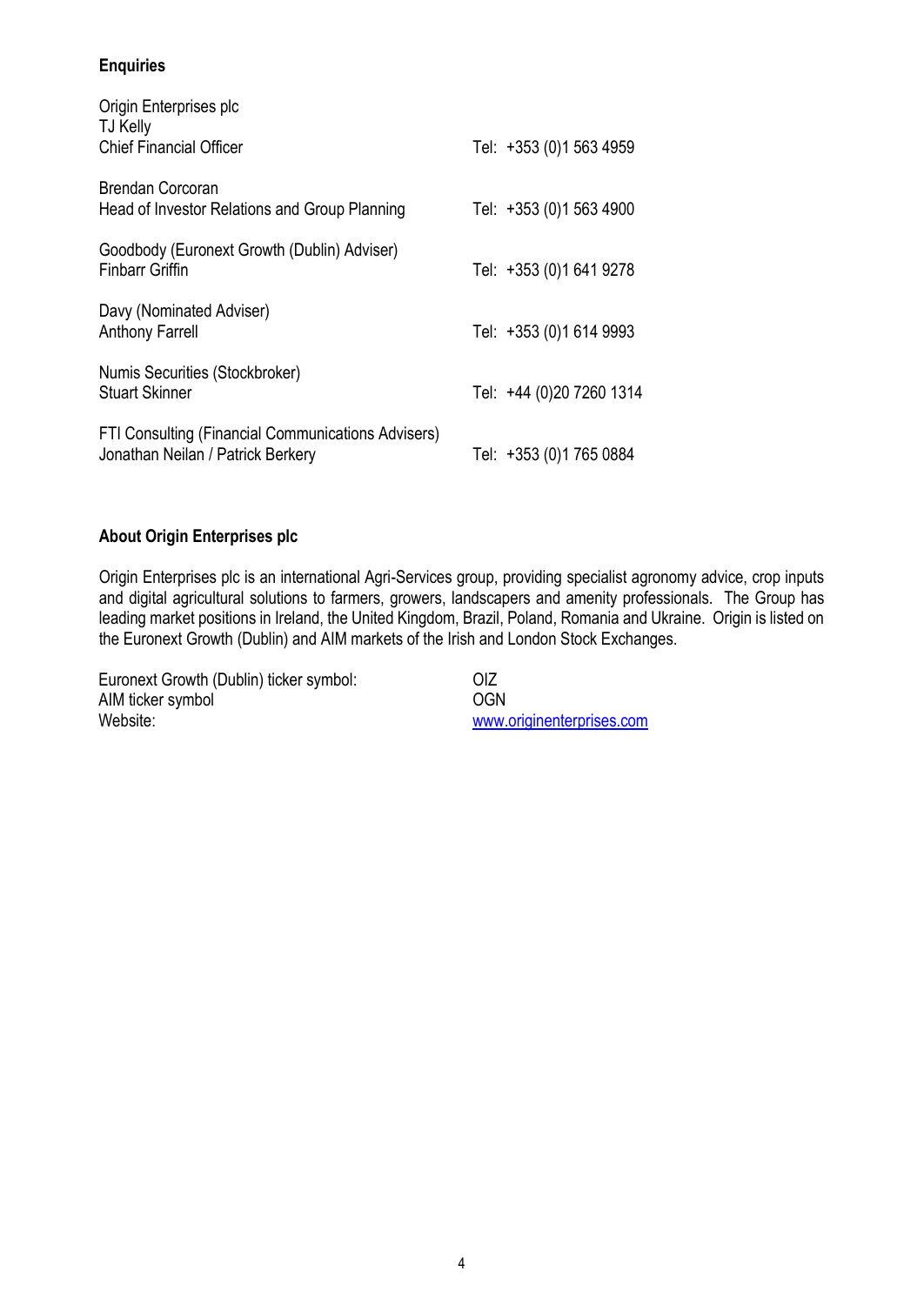**Enquiries**

| | |
|---|---|
| Origin Enterprises plc<br>TJ Kelly<br>Chief Financial Officer | Tel: +353 (0)1 563 4959 |
| Brendan Corcoran<br>Head of Investor Relations and Group Planning | Tel: +353 (0)1 563 4900 |
| Goodbody (Euronext Growth (Dublin) Adviser)<br>Finbarr Griffin | Tel: +353 (0)1 641 9278 |
| Davy (Nominated Adviser)<br>Anthony Farrell | Tel: +353 (0)1 614 9993 |
| Numis Securities (Stockbroker)<br>Stuart Skinner | Tel: +44 (0)20 7260 1314 |
| FTI Consulting (Financial Communications Advisers)<br>Jonathan Neilan / Patrick Berkery | Tel: +353 (0)1 765 0884 |

**About Origin Enterprises plc**

Origin Enterprises plc is an international Agri-Services group, providing specialist agronomy advice, crop inputs and digital agricultural solutions to farmers, growers, landscapers and amenity professionals. The Group has leading market positions in Ireland, the United Kingdom, Brazil, Poland, Romania and Ukraine. Origin is listed on the Euronext Growth (Dublin) and AIM markets of the Irish and London Stock Exchanges.

| | |
|---|---|
| Euronext Growth (Dublin) ticker symbol: | OIZ |
| AIM ticker symbol | OGN |
| Website: | www.originenterprises.com |